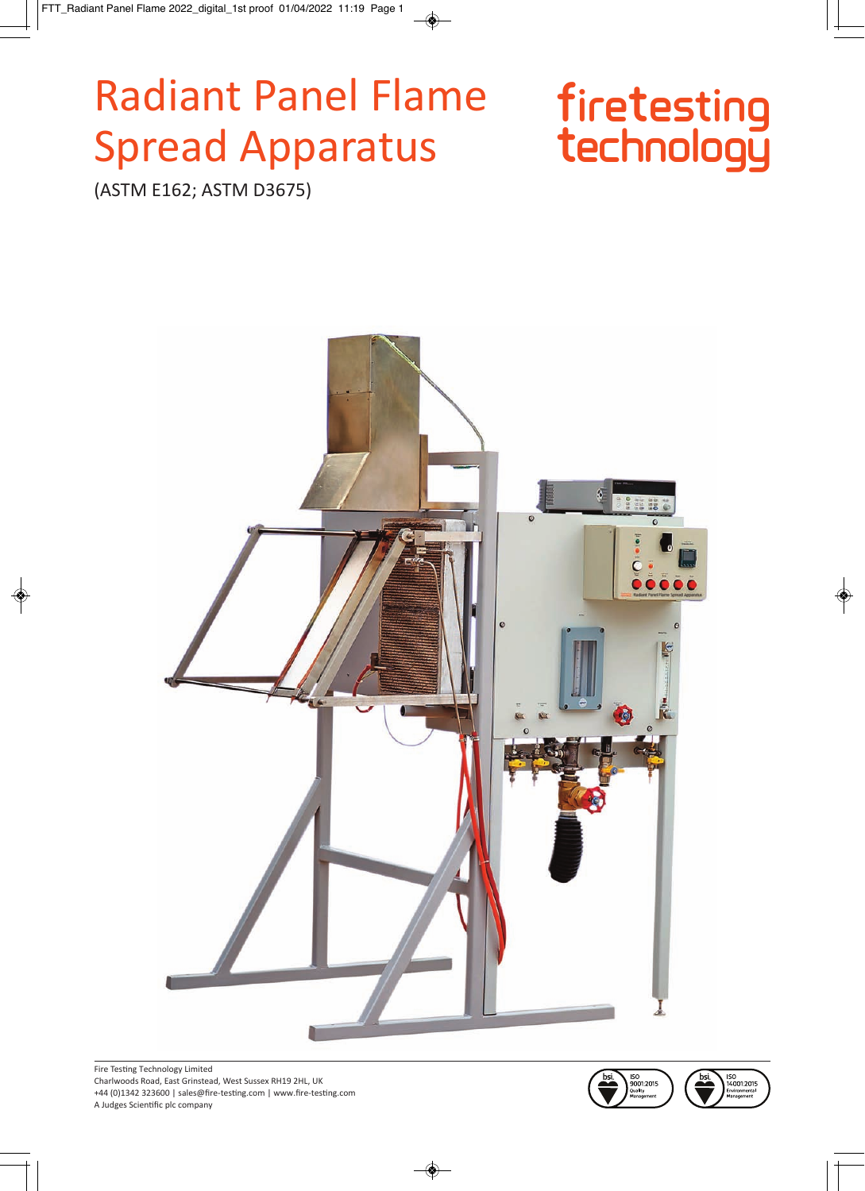# Radiant Panel Flame Spread Apparatus

(ASTM E162; ASTM D3675)

firetesting technology

Fire Testing Technology Limited
Charlwoods Road, East Grinstead, West Sussex RH19 2HL, UK
+44 (0)1342 323600 | sales@fire-testing.com | www.fire-testing.com
A Judges Scientific plc company

bsi. ISO 9001:2015 Quality Management

bsi. ISO 14001:2015 Environmental Management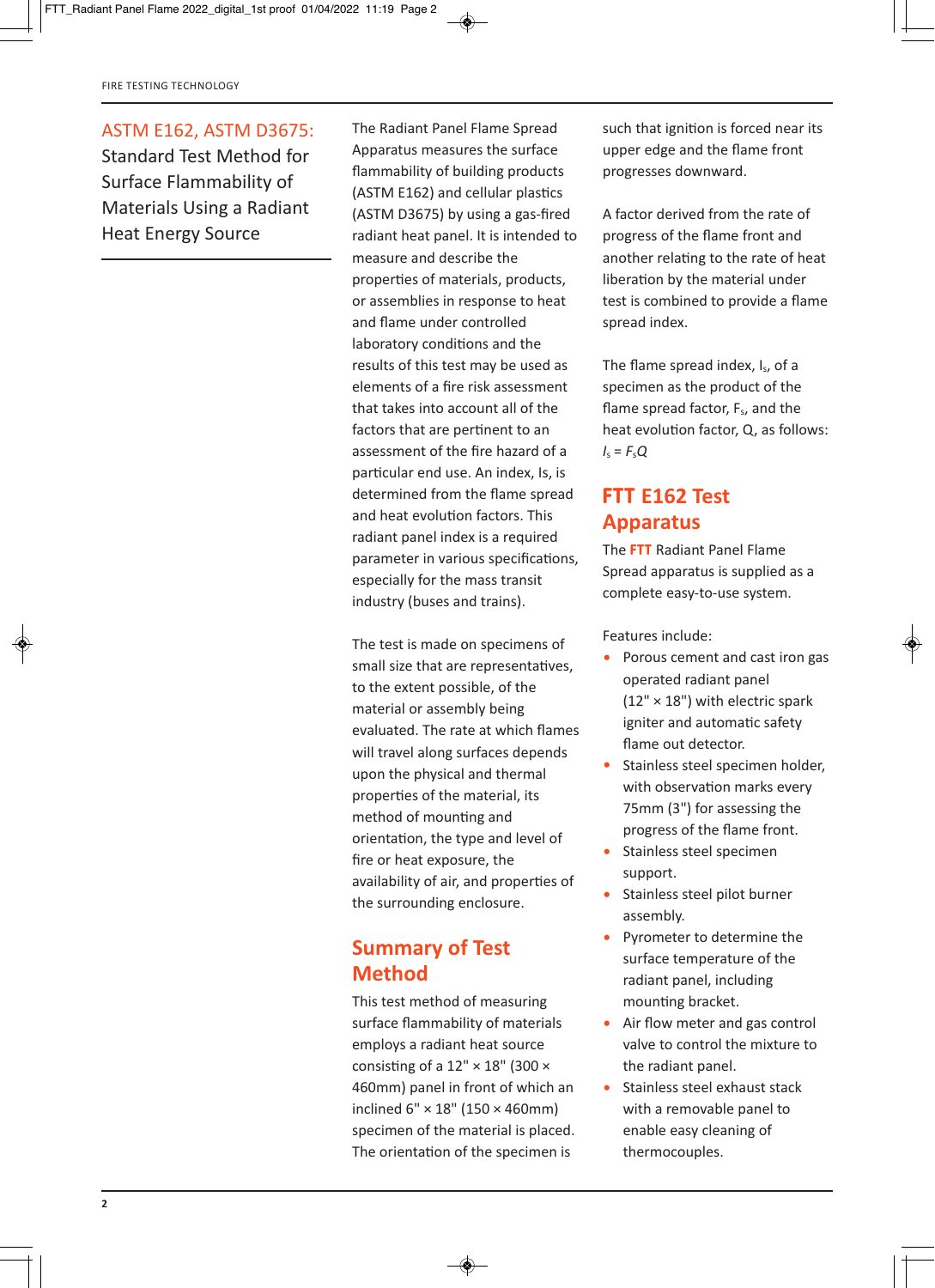## ASTM E162, ASTM D3675: Standard Test Method for Surface Flammability of Materials Using a Radiant Heat Energy Source

The Radiant Panel Flame Spread Apparatus measures the surface flammability of building products (ASTM E162) and cellular plastics (ASTM D3675) by using a gas-fired radiant heat panel. It is intended to measure and describe the properties of materials, products, or assemblies in response to heat and flame under controlled laboratory conditions and the results of this test may be used as elements of a fire risk assessment that takes into account all of the factors that are pertinent to an assessment of the fire hazard of a particular end use. An index, Is, is determined from the flame spread and heat evolution factors. This radiant panel index is a required parameter in various specifications, especially for the mass transit industry (buses and trains).

The test is made on specimens of small size that are representatives, to the extent possible, of the material or assembly being evaluated. The rate at which flames will travel along surfaces depends upon the physical and thermal properties of the material, its method of mounting and orientation, the type and level of fire or heat exposure, the availability of air, and properties of the surrounding enclosure.

## Summary of Test Method

This test method of measuring surface flammability of materials employs a radiant heat source consisting of a 12" × 18" (300 × 460mm) panel in front of which an inclined 6" × 18" (150 × 460mm) specimen of the material is placed. The orientation of the specimen is such that ignition is forced near its upper edge and the flame front progresses downward.

A factor derived from the rate of progress of the flame front and another relating to the rate of heat liberation by the material under test is combined to provide a flame spread index.

The flame spread index, $I_s$, of a specimen as the product of the flame spread factor, $F_s$, and the heat evolution factor, Q, as follows: $I_s = F_sQ$

## FTT E162 Test Apparatus

The **FTT** Radiant Panel Flame Spread apparatus is supplied as a complete easy-to-use system.

Features include:

- Porous cement and cast iron gas operated radiant panel (12" × 18") with electric spark igniter and automatic safety flame out detector.
- Stainless steel specimen holder, with observation marks every 75mm (3") for assessing the progress of the flame front.
- Stainless steel specimen support.
- Stainless steel pilot burner assembly.
- Pyrometer to determine the surface temperature of the radiant panel, including mounting bracket.
- Air flow meter and gas control valve to control the mixture to the radiant panel.
- Stainless steel exhaust stack with a removable panel to enable easy cleaning of thermocouples.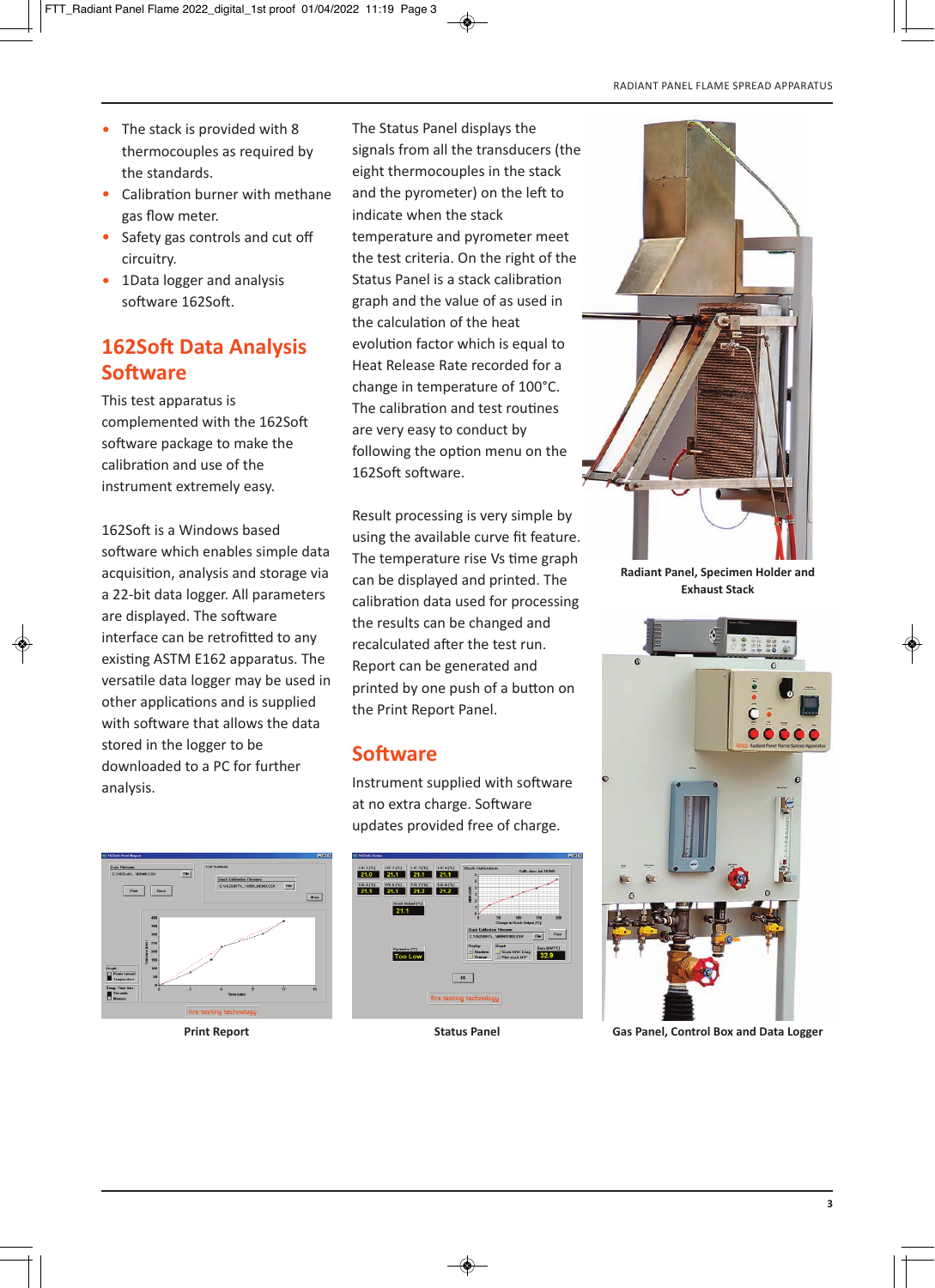- The stack is provided with 8 thermocouples as required by the standards.
- Calibration burner with methane gas flow meter.
- Safety gas controls and cut off circuitry.
- 1Data logger and analysis software 162Soft.

## 162Soft Data Analysis Software

This test apparatus is complemented with the 162Soft software package to make the calibration and use of the instrument extremely easy.

162Soft is a Windows based software which enables simple data acquisition, analysis and storage via a 22-bit data logger. All parameters are displayed. The software interface can be retrofitted to any existing ASTM E162 apparatus. The versatile data logger may be used in other applications and is supplied with software that allows the data stored in the logger to be downloaded to a PC for further analysis.

The Status Panel displays the signals from all the transducers (the eight thermocouples in the stack and the pyrometer) on the left to indicate when the stack temperature and pyrometer meet the test criteria. On the right of the Status Panel is a stack calibration graph and the value of as used in the calculation of the heat evolution factor which is equal to Heat Release Rate recorded for a change in temperature of 100°C. The calibration and test routines are very easy to conduct by following the option menu on the 162Soft software.

Result processing is very simple by using the available curve fit feature. The temperature rise Vs time graph can be displayed and printed. The calibration data used for processing the results can be changed and recalculated after the test run. Report can be generated and printed by one push of a button on the Print Report Panel.

## Software

Instrument supplied with software at no extra charge. Software updates provided free of charge.

**Radiant Panel, Specimen Holder and Exhaust Stack**

**Gas Panel, Control Box and Data Logger**

**Print Report**

**Status Panel**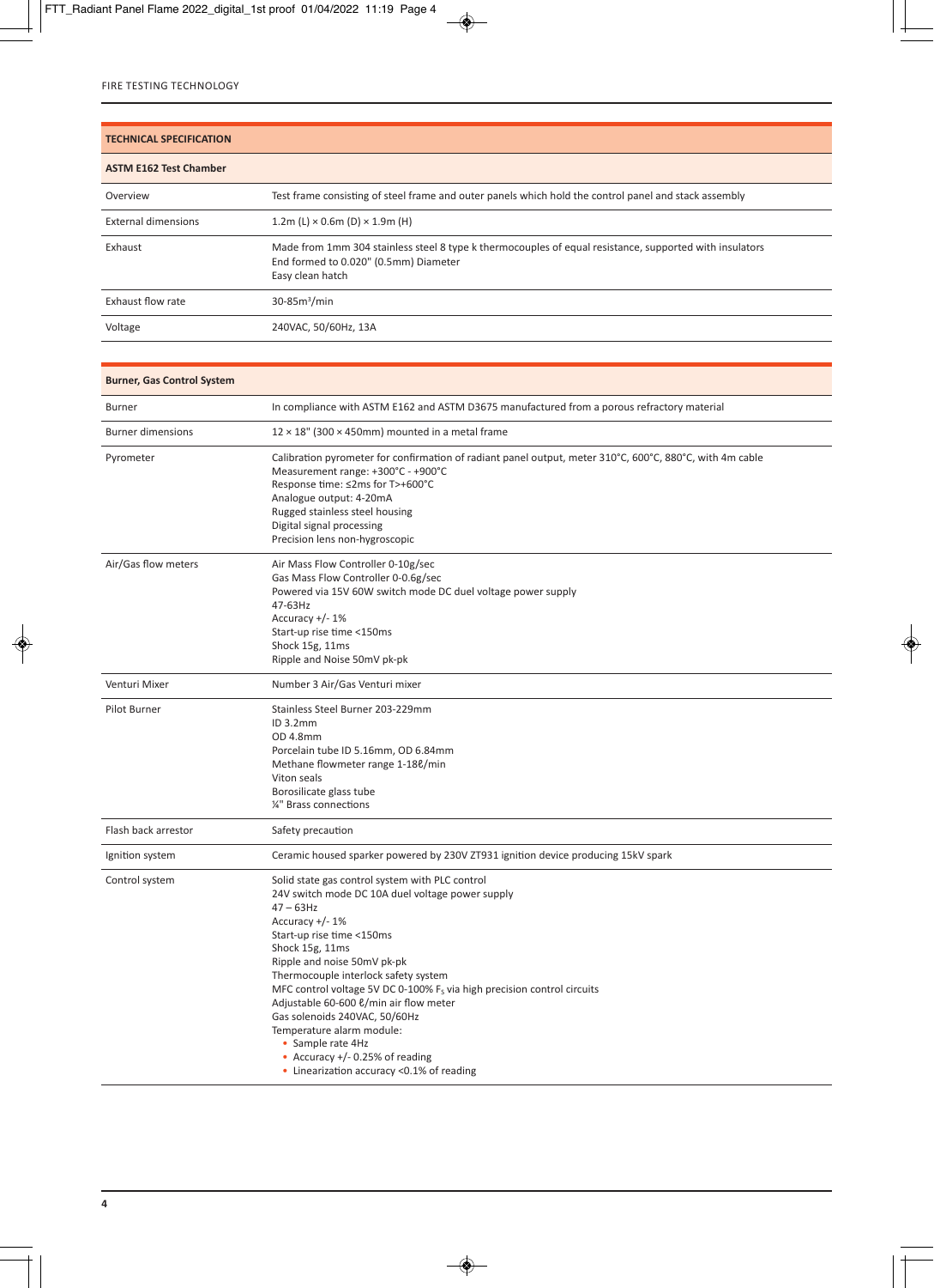FIRE TESTING TECHNOLOGY

| TECHNICAL SPECIFICATION | |
|---|---|
| **ASTM E162 Test Chamber** | |
| Overview | Test frame consisting of steel frame and outer panels which hold the control panel and stack assembly |
| External dimensions | 1.2m (L) × 0.6m (D) × 1.9m (H) |
| Exhaust | Made from 1mm 304 stainless steel 8 type k thermocouples of equal resistance, supported with insulators<br>End formed to 0.020" (0.5mm) Diameter<br>Easy clean hatch |
| Exhaust flow rate | 30-85m$^3$/min |
| Voltage | 240VAC, 50/60Hz, 13A |

| **Burner, Gas Control System** | |
|---|---|
| Burner | In compliance with ASTM E162 and ASTM D3675 manufactured from a porous refractory material |
| Burner dimensions | 12 × 18" (300 × 450mm) mounted in a metal frame |
| Pyrometer | Calibration pyrometer for confirmation of radiant panel output, meter 310°C, 600°C, 880°C, with 4m cable<br>Measurement range: +300°C - +900°C<br>Response time: ≤2ms for T>+600°C<br>Analogue output: 4-20mA<br>Rugged stainless steel housing<br>Digital signal processing<br>Precision lens non-hygroscopic |
| Air/Gas flow meters | Air Mass Flow Controller 0-10g/sec<br>Gas Mass Flow Controller 0-0.6g/sec<br>Powered via 15V 60W switch mode DC duel voltage power supply<br>47-63Hz<br>Accuracy +/- 1%<br>Start-up rise time <150ms<br>Shock 15g, 11ms<br>Ripple and Noise 50mV pk-pk |
| Venturi Mixer | Number 3 Air/Gas Venturi mixer |
| Pilot Burner | Stainless Steel Burner 203-229mm<br>ID 3.2mm<br>OD 4.8mm<br>Porcelain tube ID 5.16mm, OD 6.84mm<br>Methane flowmeter range 1-18ℓ/min<br>Viton seals<br>Borosilicate glass tube<br>¼" Brass connections |
| Flash back arrestor | Safety precaution |
| Ignition system | Ceramic housed sparker powered by 230V ZT931 ignition device producing 15kV spark |
| Control system | Solid state gas control system with PLC control<br>24V switch mode DC 10A duel voltage power supply<br>47 – 63Hz<br>Accuracy +/- 1%<br>Start-up rise time <150ms<br>Shock 15g, 11ms<br>Ripple and noise 50mV pk-pk<br>Thermocouple interlock safety system<br>MFC control voltage 5V DC 0-100% $F_S$ via high precision control circuits<br>Adjustable 60-600 ℓ/min air flow meter<br>Gas solenoids 240VAC, 50/60Hz<br>Temperature alarm module:<br>• Sample rate 4Hz<br>• Accuracy +/- 0.25% of reading<br>• Linearization accuracy <0.1% of reading |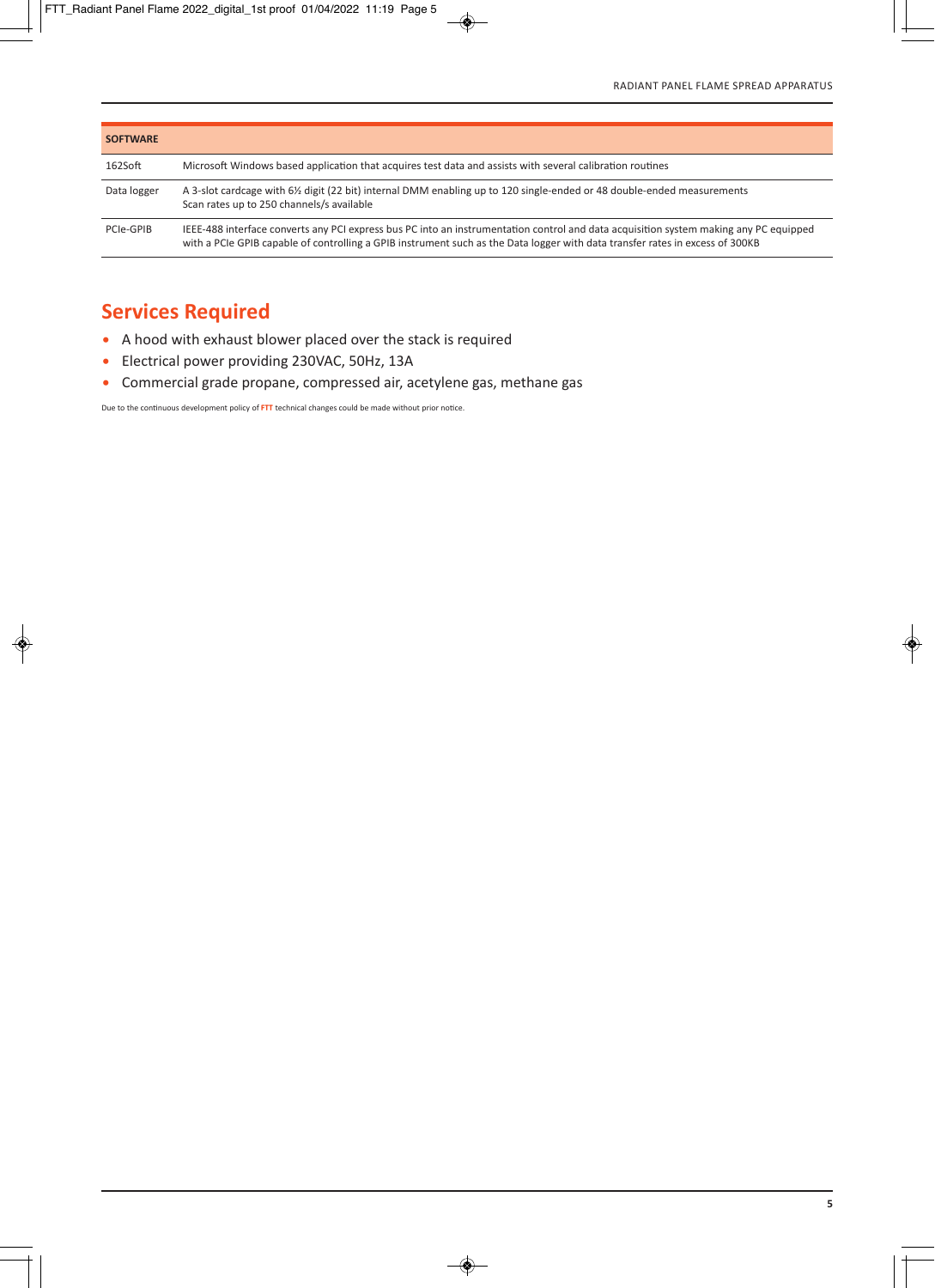| SOFTWARE | |
| --- | --- |
| 162Soft | Microsoft Windows based application that acquires test data and assists with several calibration routines |
| Data logger | A 3-slot cardcage with 6½ digit (22 bit) internal DMM enabling up to 120 single-ended or 48 double-ended measurements Scan rates up to 250 channels/s available |
| PCIe-GPIB | IEEE-488 interface converts any PCI express bus PC into an instrumentation control and data acquisition system making any PC equipped with a PCIe GPIB capable of controlling a GPIB instrument such as the Data logger with data transfer rates in excess of 300KB |

## Services Required

- A hood with exhaust blower placed over the stack is required
- Electrical power providing 230VAC, 50Hz, 13A
- Commercial grade propane, compressed air, acetylene gas, methane gas

Due to the continuous development policy of **FTT** technical changes could be made without prior notice.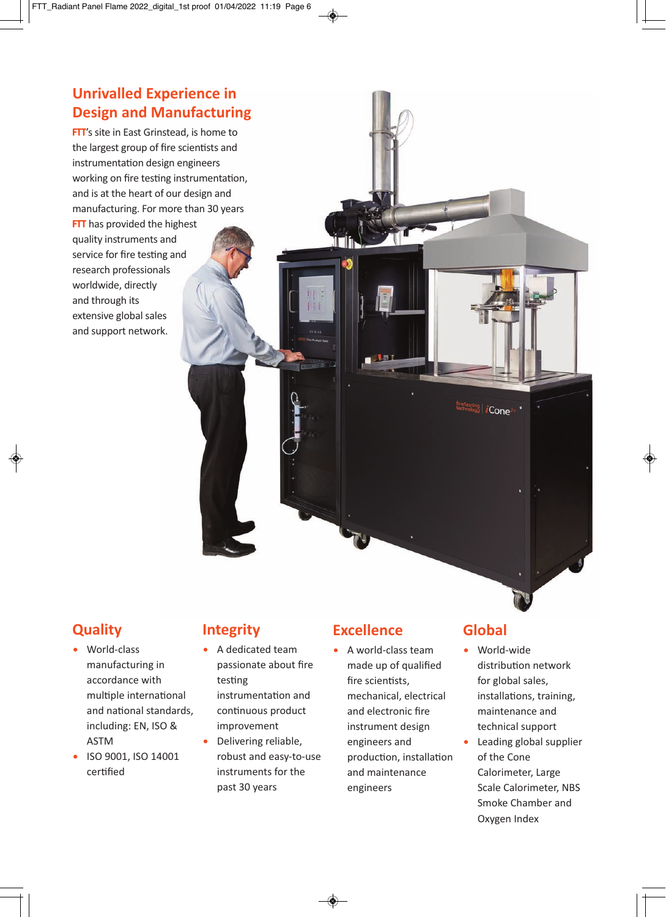## Unrivalled Experience in Design and Manufacturing

FTT's site in East Grinstead, is home to the largest group of fire scientists and instrumentation design engineers working on fire testing instrumentation, and is at the heart of our design and manufacturing. For more than 30 years FTT has provided the highest quality instruments and service for fire testing and research professionals worldwide, directly and through its extensive global sales and support network.

### Quality

- World-class manufacturing in accordance with multiple international and national standards, including: EN, ISO & ASTM
- ISO 9001, ISO 14001 certified

### Integrity

- A dedicated team passionate about fire testing instrumentation and continuous product improvement
- Delivering reliable, robust and easy-to-use instruments for the past 30 years

### Excellence

- A world-class team made up of qualified fire scientists, mechanical, electrical and electronic fire instrument design engineers and production, installation and maintenance engineers

### Global

- World-wide distribution network for global sales, installations, training, maintenance and technical support
- Leading global supplier of the Cone Calorimeter, Large Scale Calorimeter, NBS Smoke Chamber and Oxygen Index